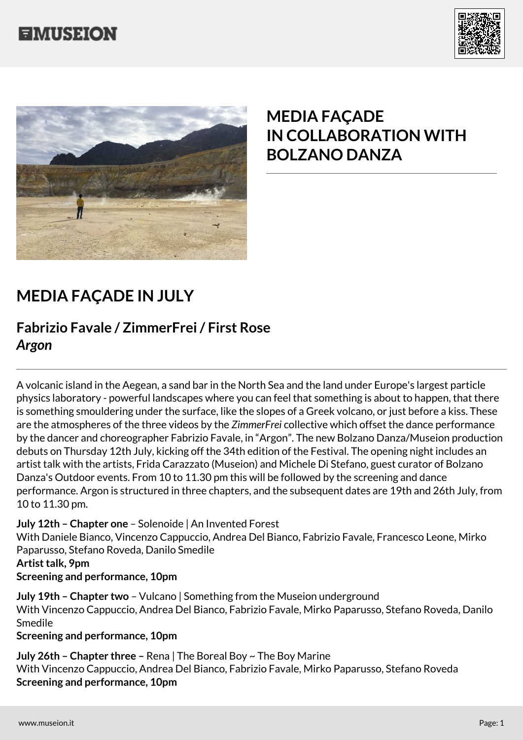# MEDIA FAÇADE IN COLLABORATION WITH BOLZANO DANZA

## MEDIA FAÇADE IN JULY

### Fabrizio Favale / ZimmerFrei / First Rose
### *Argon*

A volcanic island in the Aegean, a sand bar in the North Sea and the land under Europe's largest particle physics laboratory - powerful landscapes where you can feel that something is about to happen, that there is something smouldering under the surface, like the slopes of a Greek volcano, or just before a kiss. These are the atmospheres of the three videos by the *ZimmerFrei* collective which offset the dance performance by the dancer and choreographer Fabrizio Favale, in "Argon". The new Bolzano Danza/Museion production debuts on Thursday 12th July, kicking off the 34th edition of the Festival. The opening night includes an artist talk with the artists, Frida Carazzato (Museion) and Michele Di Stefano, guest curator of Bolzano Danza's Outdoor events. From 10 to 11.30 pm this will be followed by the screening and dance performance. Argon is structured in three chapters, and the subsequent dates are 19th and 26th July, from 10 to 11.30 pm.

**July 12th – Chapter one** – Solenoide | An Invented Forest
With Daniele Bianco, Vincenzo Cappuccio, Andrea Del Bianco, Fabrizio Favale, Francesco Leone, Mirko Paparusso, Stefano Roveda, Danilo Smedile
**Artist talk, 9pm**
**Screening and performance, 10pm**

**July 19th – Chapter two** – Vulcano | Something from the Museion underground
With Vincenzo Cappuccio, Andrea Del Bianco, Fabrizio Favale, Mirko Paparusso, Stefano Roveda, Danilo Smedile
**Screening and performance, 10pm**

**July 26th – Chapter three –** Rena | The Boreal Boy ~ The Boy Marine
With Vincenzo Cappuccio, Andrea Del Bianco, Fabrizio Favale, Mirko Paparusso, Stefano Roveda
**Screening and performance, 10pm**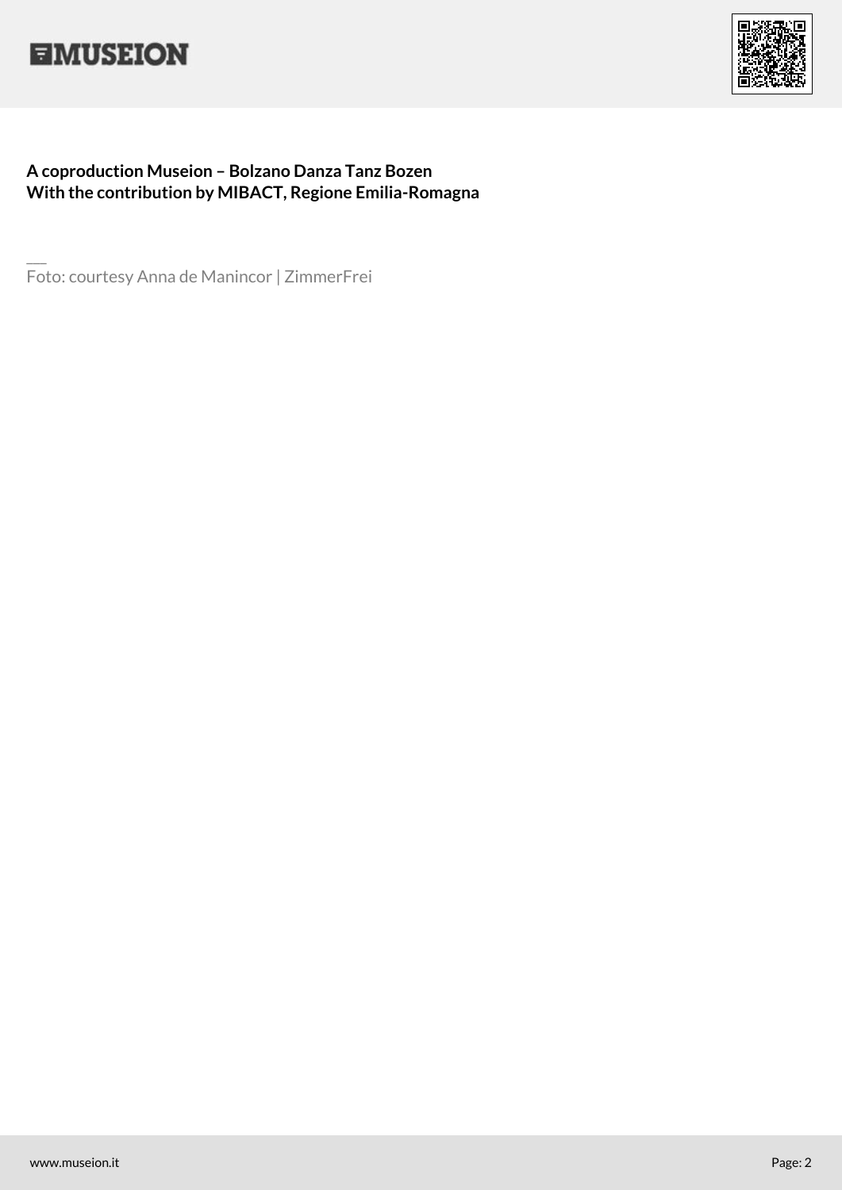**A coproduction Museion – Bolzano Danza Tanz Bozen**
**With the contribution by MIBACT, Regione Emilia-Romagna**

—
Foto: courtesy Anna de Manincor | ZimmerFrei